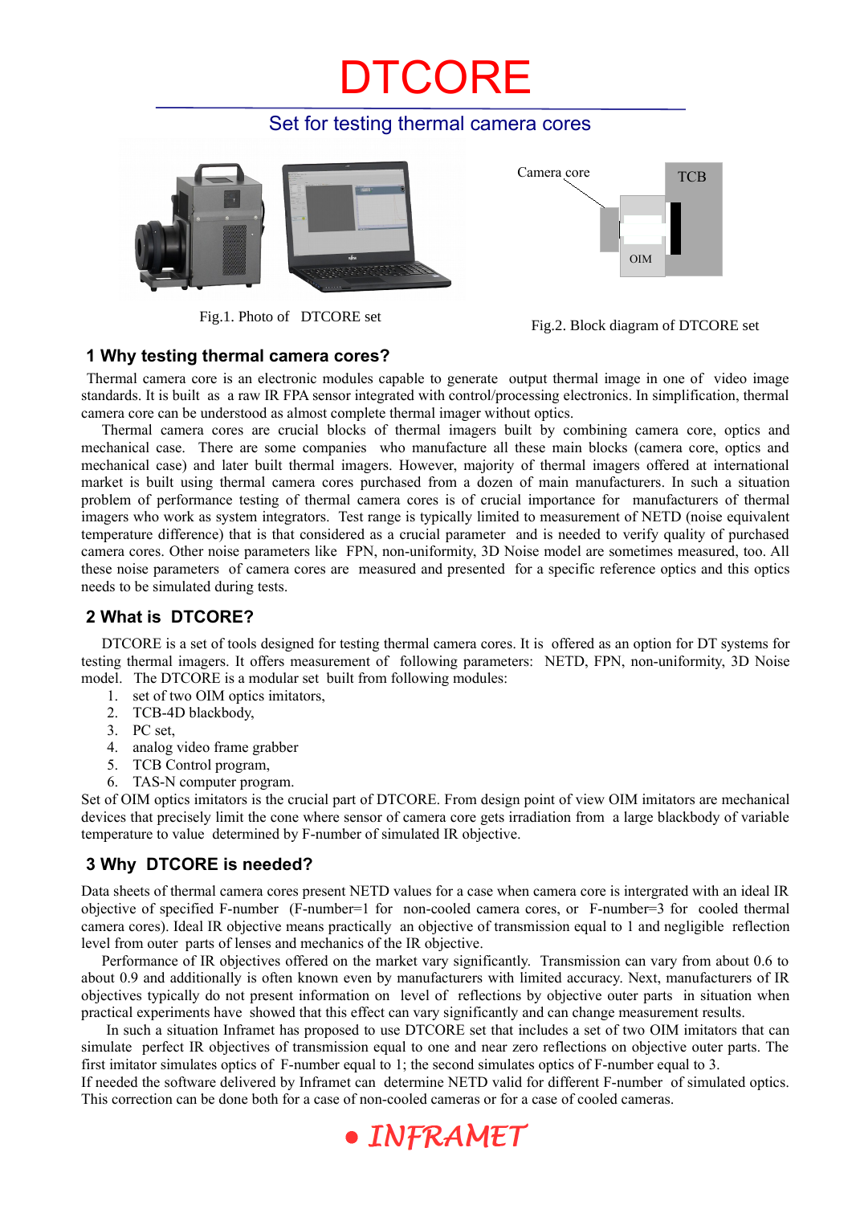# DTCORE

## Set for testing thermal camera cores

Fig.1. Photo of DTCORE set

Camera core

TCB

OIM

Fig.2. Block diagram of DTCORE set

### 1 Why testing thermal camera cores?

Thermal camera core is an electronic modules capable to generate output thermal image in one of video image standards. It is built as a raw IR FPA sensor integrated with control/processing electronics. In simplification, thermal camera core can be understood as almost complete thermal imager without optics.

Thermal camera cores are crucial blocks of thermal imagers built by combining camera core, optics and mechanical case. There are some companies who manufacture all these main blocks (camera core, optics and mechanical case) and later built thermal imagers. However, majority of thermal imagers offered at international market is built using thermal camera cores purchased from a dozen of main manufacturers. In such a situation problem of performance testing of thermal camera cores is of crucial importance for manufacturers of thermal imagers who work as system integrators. Test range is typically limited to measurement of NETD (noise equivalent temperature difference) that is that considered as a crucial parameter and is needed to verify quality of purchased camera cores. Other noise parameters like FPN, non-uniformity, 3D Noise model are sometimes measured, too. All these noise parameters of camera cores are measured and presented for a specific reference optics and this optics needs to be simulated during tests.

### 2 What is DTCORE?

DTCORE is a set of tools designed for testing thermal camera cores. It is offered as an option for DT systems for testing thermal imagers. It offers measurement of following parameters: NETD, FPN, non-uniformity, 3D Noise model. The DTCORE is a modular set built from following modules:

1. set of two OIM optics imitators,
2. TCB-4D blackbody,
3. PC set,
4. analog video frame grabber
5. TCB Control program,
6. TAS-N computer program.

Set of OIM optics imitators is the crucial part of DTCORE. From design point of view OIM imitators are mechanical devices that precisely limit the cone where sensor of camera core gets irradiation from a large blackbody of variable temperature to value determined by F-number of simulated IR objective.

### 3 Why DTCORE is needed?

Data sheets of thermal camera cores present NETD values for a case when camera core is intergrated with an ideal IR objective of specified F-number (F-number=1 for non-cooled camera cores, or F-number=3 for cooled thermal camera cores). Ideal IR objective means practically an objective of transmission equal to 1 and negligible reflection level from outer parts of lenses and mechanics of the IR objective.

Performance of IR objectives offered on the market vary significantly. Transmission can vary from about 0.6 to about 0.9 and additionally is often known even by manufacturers with limited accuracy. Next, manufacturers of IR objectives typically do not present information on level of reflections by objective outer parts in situation when practical experiments have showed that this effect can vary significantly and can change measurement results.

In such a situation Inframet has proposed to use DTCORE set that includes a set of two OIM imitators that can simulate perfect IR objectives of transmission equal to one and near zero reflections on objective outer parts. The first imitator simulates optics of F-number equal to 1; the second simulates optics of F-number equal to 3.
If needed the software delivered by Inframet can determine NETD valid for different F-number of simulated optics. This correction can be done both for a case of non-cooled cameras or for a case of cooled cameras.

● *INFRAMET*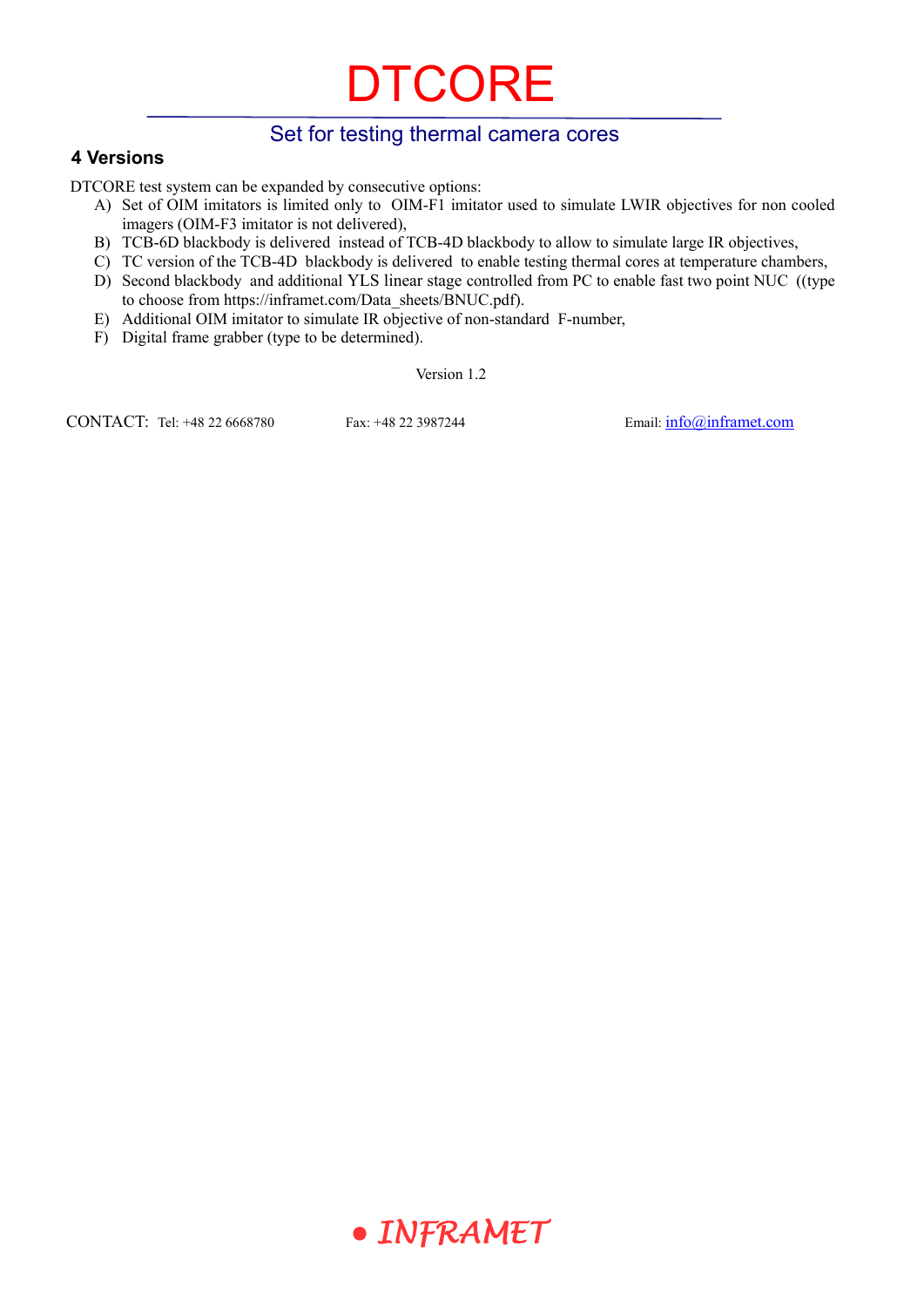# DTCORE

## Set for testing thermal camera cores

### 4 Versions

DTCORE test system can be expanded by consecutive options:

A) Set of OIM imitators is limited only to OIM-F1 imitator used to simulate LWIR objectives for non cooled imagers (OIM-F3 imitator is not delivered),
B) TCB-6D blackbody is delivered instead of TCB-4D blackbody to allow to simulate large IR objectives,
C) TC version of the TCB-4D blackbody is delivered to enable testing thermal cores at temperature chambers,
D) Second blackbody and additional YLS linear stage controlled from PC to enable fast two point NUC ((type to choose from https://inframet.com/Data_sheets/BNUC.pdf).
E) Additional OIM imitator to simulate IR objective of non-standard F-number,
F) Digital frame grabber (type to be determined).

Version 1.2

CONTACT: Tel: +48 22 6668780 Fax: +48 22 3987244 Email: info@inframet.com

INFRAMET